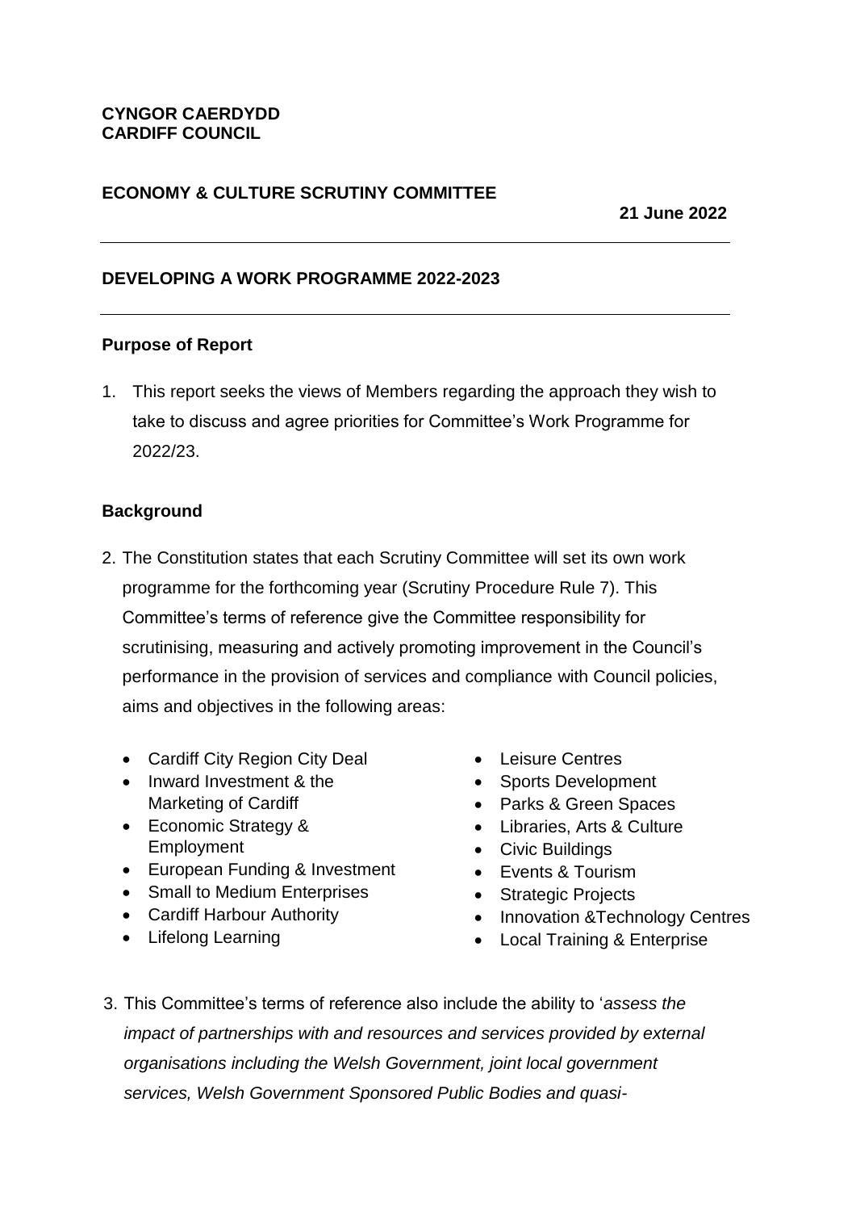**CYNGOR CAERDYDD**
**CARDIFF COUNCIL**

**ECONOMY & CULTURE SCRUTINY COMMITTEE**

**21 June 2022**

---

## DEVELOPING A WORK PROGRAMME 2022-2023

---

### Purpose of Report

1. This report seeks the views of Members regarding the approach they wish to take to discuss and agree priorities for Committee's Work Programme for 2022/23.

### Background

2. The Constitution states that each Scrutiny Committee will set its own work programme for the forthcoming year (Scrutiny Procedure Rule 7). This Committee's terms of reference give the Committee responsibility for scrutinising, measuring and actively promoting improvement in the Council's performance in the provision of services and compliance with Council policies, aims and objectives in the following areas:

   - Cardiff City Region City Deal
   - Inward Investment & the Marketing of Cardiff
   - Economic Strategy & Employment
   - European Funding & Investment
   - Small to Medium Enterprises
   - Cardiff Harbour Authority
   - Lifelong Learning
   - Leisure Centres
   - Sports Development
   - Parks & Green Spaces
   - Libraries, Arts & Culture
   - Civic Buildings
   - Events & Tourism
   - Strategic Projects
   - Innovation &Technology Centres
   - Local Training & Enterprise

3. This Committee's terms of reference also include the ability to '*assess the impact of partnerships with and resources and services provided by external organisations including the Welsh Government, joint local government services, Welsh Government Sponsored Public Bodies and quasi-*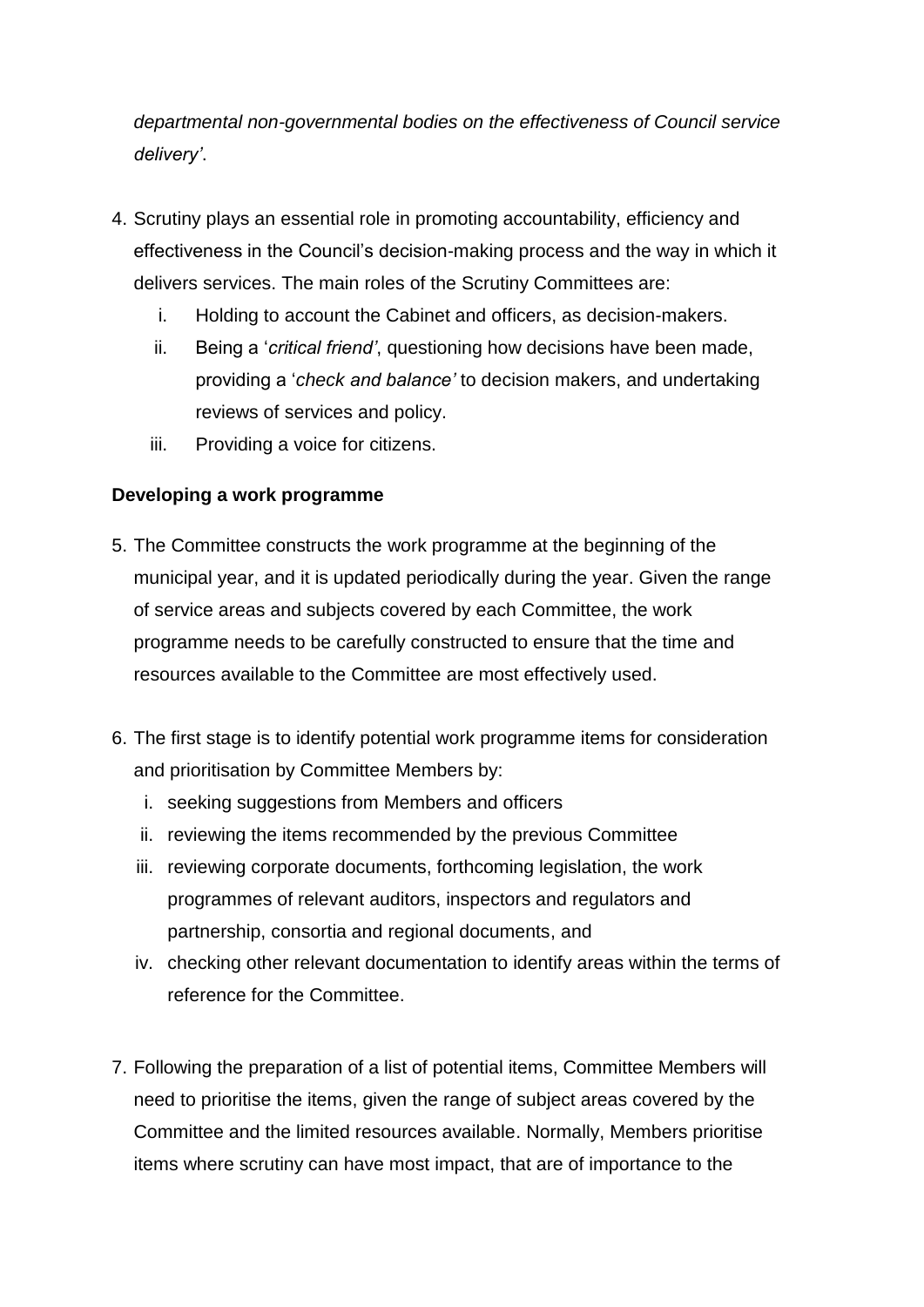*departmental non-governmental bodies on the effectiveness of Council service delivery'*.

4. Scrutiny plays an essential role in promoting accountability, efficiency and effectiveness in the Council's decision-making process and the way in which it delivers services. The main roles of the Scrutiny Committees are:
   i. Holding to account the Cabinet and officers, as decision-makers.
   ii. Being a '*critical friend'*, questioning how decisions have been made, providing a '*check and balance'* to decision makers, and undertaking reviews of services and policy.
   iii. Providing a voice for citizens.

**Developing a work programme**

5. The Committee constructs the work programme at the beginning of the municipal year, and it is updated periodically during the year. Given the range of service areas and subjects covered by each Committee, the work programme needs to be carefully constructed to ensure that the time and resources available to the Committee are most effectively used.

6. The first stage is to identify potential work programme items for consideration and prioritisation by Committee Members by:
   i. seeking suggestions from Members and officers
   ii. reviewing the items recommended by the previous Committee
   iii. reviewing corporate documents, forthcoming legislation, the work programmes of relevant auditors, inspectors and regulators and partnership, consortia and regional documents, and
   iv. checking other relevant documentation to identify areas within the terms of reference for the Committee.

7. Following the preparation of a list of potential items, Committee Members will need to prioritise the items, given the range of subject areas covered by the Committee and the limited resources available. Normally, Members prioritise items where scrutiny can have most impact, that are of importance to the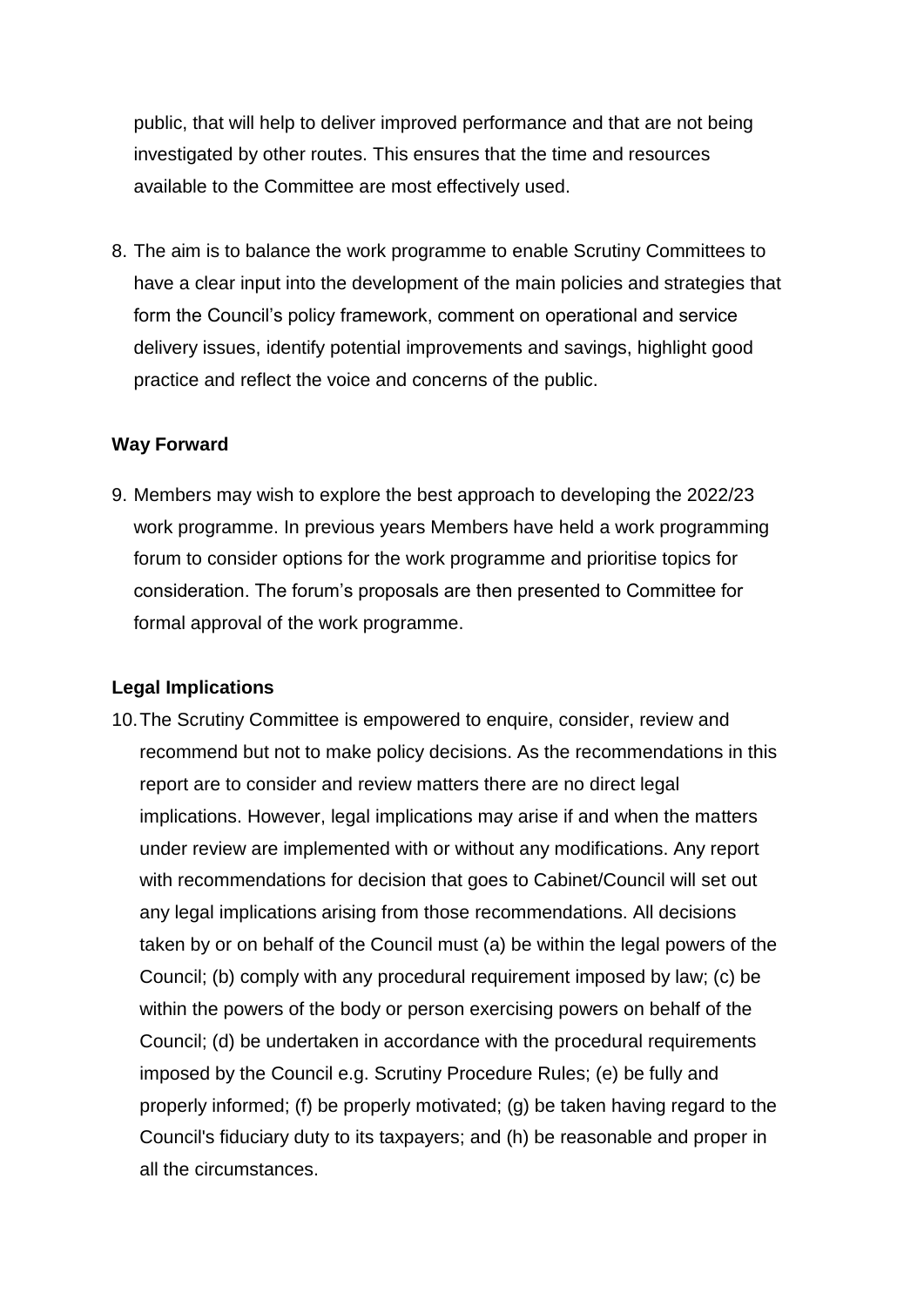public, that will help to deliver improved performance and that are not being investigated by other routes. This ensures that the time and resources available to the Committee are most effectively used.

8. The aim is to balance the work programme to enable Scrutiny Committees to have a clear input into the development of the main policies and strategies that form the Council's policy framework, comment on operational and service delivery issues, identify potential improvements and savings, highlight good practice and reflect the voice and concerns of the public.

**Way Forward**

9. Members may wish to explore the best approach to developing the 2022/23 work programme. In previous years Members have held a work programming forum to consider options for the work programme and prioritise topics for consideration. The forum's proposals are then presented to Committee for formal approval of the work programme.

**Legal Implications**

10. The Scrutiny Committee is empowered to enquire, consider, review and recommend but not to make policy decisions. As the recommendations in this report are to consider and review matters there are no direct legal implications. However, legal implications may arise if and when the matters under review are implemented with or without any modifications. Any report with recommendations for decision that goes to Cabinet/Council will set out any legal implications arising from those recommendations. All decisions taken by or on behalf of the Council must (a) be within the legal powers of the Council; (b) comply with any procedural requirement imposed by law; (c) be within the powers of the body or person exercising powers on behalf of the Council; (d) be undertaken in accordance with the procedural requirements imposed by the Council e.g. Scrutiny Procedure Rules; (e) be fully and properly informed; (f) be properly motivated; (g) be taken having regard to the Council's fiduciary duty to its taxpayers; and (h) be reasonable and proper in all the circumstances.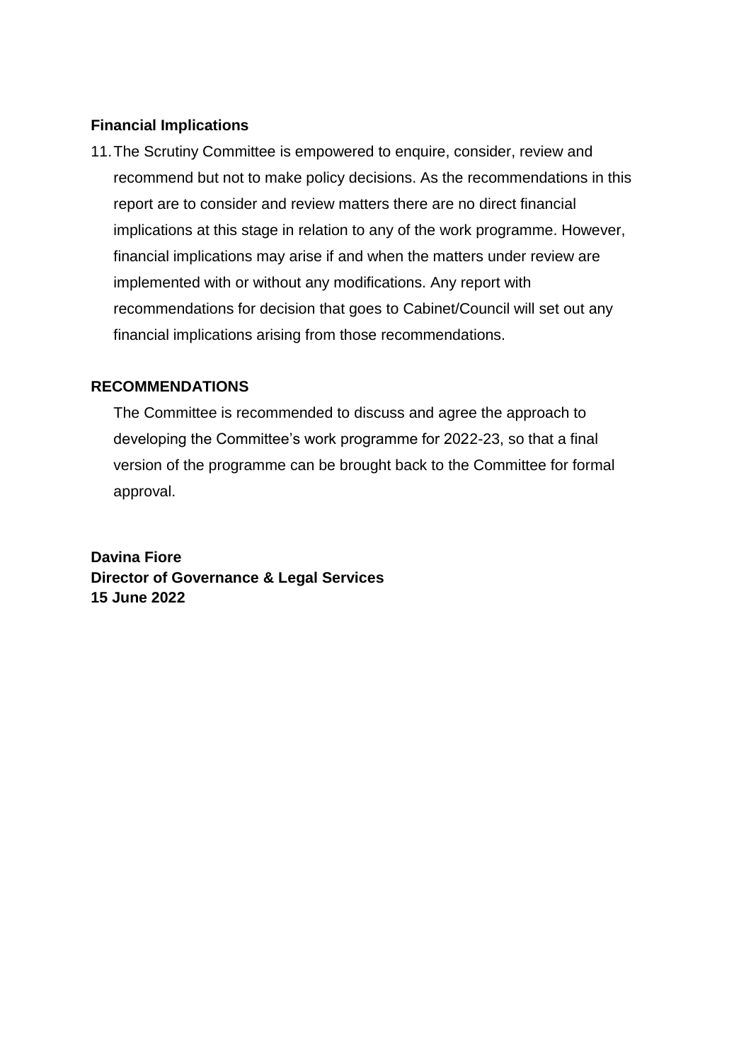**Financial Implications**

11. The Scrutiny Committee is empowered to enquire, consider, review and recommend but not to make policy decisions. As the recommendations in this report are to consider and review matters there are no direct financial implications at this stage in relation to any of the work programme. However, financial implications may arise if and when the matters under review are implemented with or without any modifications. Any report with recommendations for decision that goes to Cabinet/Council will set out any financial implications arising from those recommendations.

**RECOMMENDATIONS**

The Committee is recommended to discuss and agree the approach to developing the Committee's work programme for 2022-23, so that a final version of the programme can be brought back to the Committee for formal approval.

**Davina Fiore**
**Director of Governance & Legal Services**
**15 June 2022**